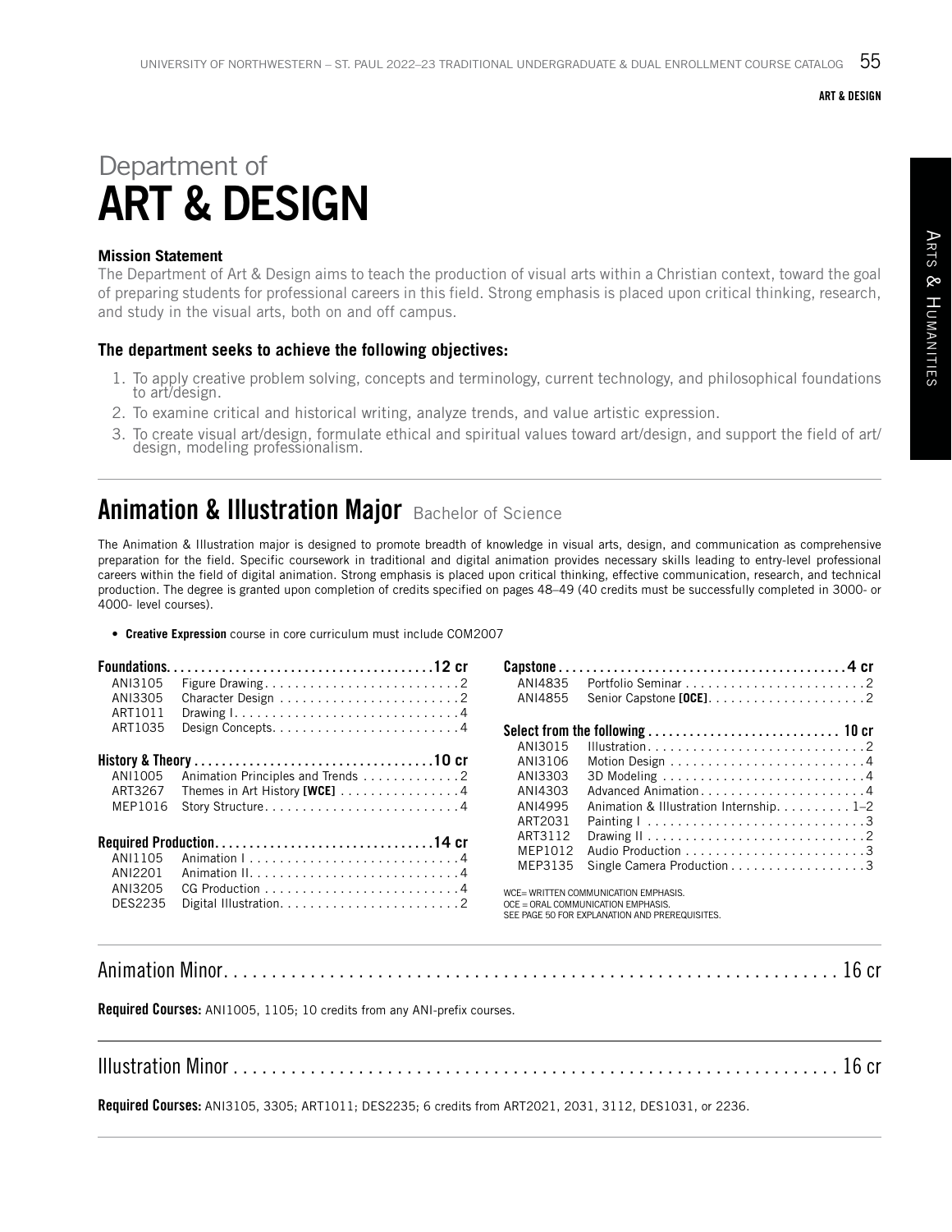# Department of ART & DESIGN

### Mission Statement

The Department of Art & Design aims to teach the production of visual arts within a Christian context, toward the goal of preparing students for professional careers in this field. Strong emphasis is placed upon critical thinking, research, and study in the visual arts, both on and off campus.

### The department seeks to achieve the following objectives:

1. To apply creative problem solving, concepts and terminology, current technology, and philosophical foundations to art/design.
2. To examine critical and historical writing, analyze trends, and value artistic expression.
3. To create visual art/design, formulate ethical and spiritual values toward art/design, and support the field of art/design, modeling professionalism.

## Animation & Illustration Major Bachelor of Science

The Animation & Illustration major is designed to promote breadth of knowledge in visual arts, design, and communication as comprehensive preparation for the field. Specific coursework in traditional and digital animation provides necessary skills leading to entry-level professional careers within the field of digital animation. Strong emphasis is placed upon critical thinking, effective communication, research, and technical production. The degree is granted upon completion of credits specified on pages 48–49 (40 credits must be successfully completed in 3000- or 4000- level courses).

- **Creative Expression** course in core curriculum must include COM2007

**Foundations** — 12 cr

| Course | Title | Credits |
|---|---|---|
| ANI3105 | Figure Drawing | 2 |
| ANI3305 | Character Design | 2 |
| ART1011 | Drawing I | 4 |
| ART1035 | Design Concepts | 4 |

**History & Theory** — 10 cr

| Course | Title | Credits |
|---|---|---|
| ANI1005 | Animation Principles and Trends | 2 |
| ART3267 | Themes in Art History **[WCE]** | 4 |
| MEP1016 | Story Structure | 4 |

**Required Production** — 14 cr

| Course | Title | Credits |
|---|---|---|
| ANI1105 | Animation I | 4 |
| ANI2201 | Animation II | 4 |
| ANI3205 | CG Production | 4 |
| DES2235 | Digital Illustration | 2 |

**Capstone** — 4 cr

| Course | Title | Credits |
|---|---|---|
| ANI4835 | Portfolio Seminar | 2 |
| ANI4855 | Senior Capstone **[OCE]** | 2 |

**Select from the following** — 10 cr

| Course | Title | Credits |
|---|---|---|
| ANI3015 | Illustration | 2 |
| ANI3106 | Motion Design | 4 |
| ANI3303 | 3D Modeling | 4 |
| ANI4303 | Advanced Animation | 4 |
| ANI4995 | Animation & Illustration Internship | 1–2 |
| ART2031 | Painting I | 3 |
| ART3112 | Drawing II | 2 |
| MEP1012 | Audio Production | 3 |
| MEP3135 | Single Camera Production | 3 |

WCE= WRITTEN COMMUNICATION EMPHASIS.
OCE = ORAL COMMUNICATION EMPHASIS.
SEE PAGE 50 FOR EXPLANATION AND PREREQUISITES.

## Animation Minor — 16 cr

**Required Courses:** ANI1005, 1105; 10 credits from any ANI-prefix courses.

## Illustration Minor — 16 cr

**Required Courses:** ANI3105, 3305; ART1011; DES2235; 6 credits from ART2021, 2031, 3112, DES1031, or 2236.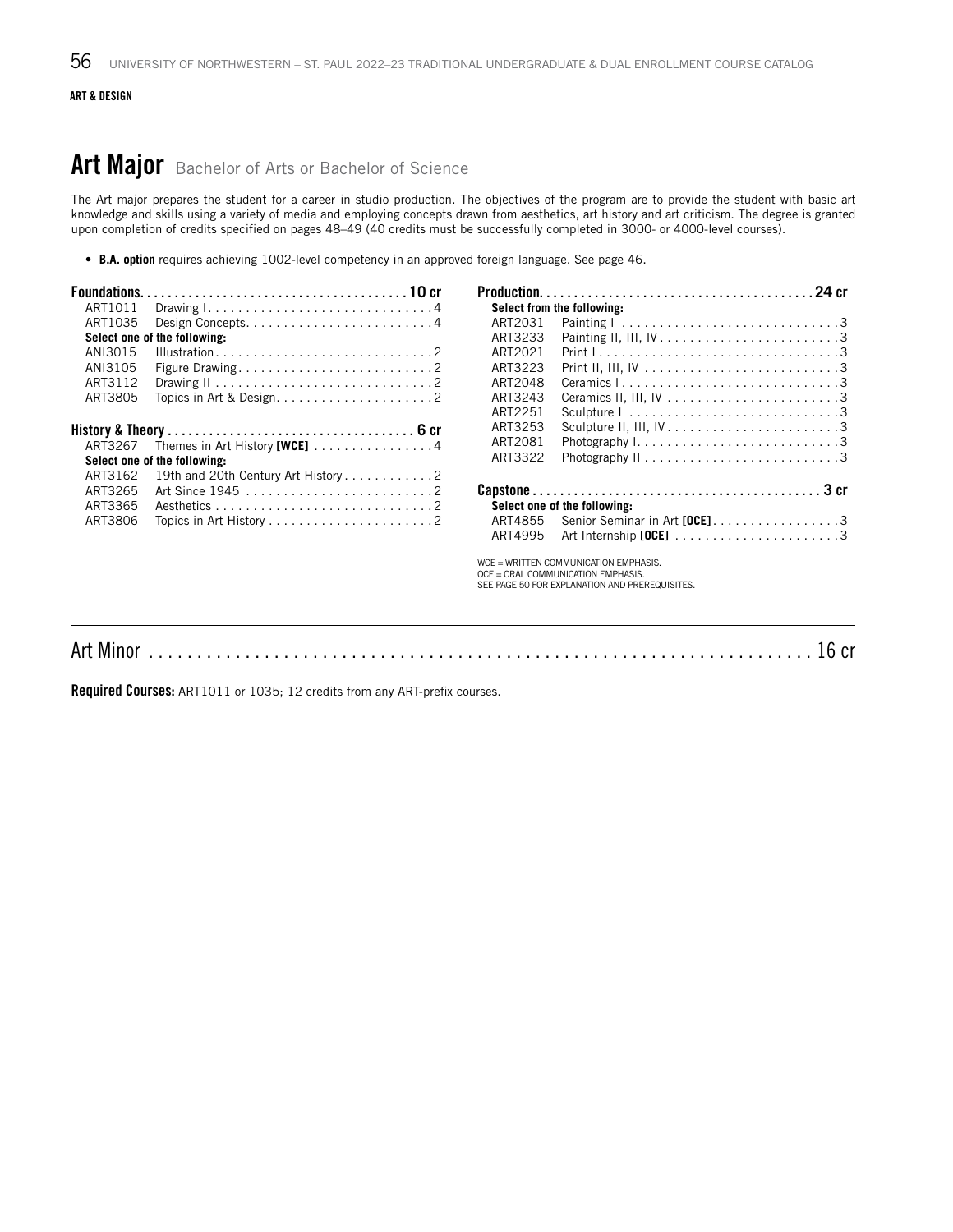**ART & DESIGN**

# Art Major Bachelor of Arts or Bachelor of Science

The Art major prepares the student for a career in studio production. The objectives of the program are to provide the student with basic art knowledge and skills using a variety of media and employing concepts drawn from aesthetics, art history and art criticism. The degree is granted upon completion of credits specified on pages 48–49 (40 credits must be successfully completed in 3000- or 4000-level courses).

- **B.A. option** requires achieving 1002-level competency in an approved foreign language. See page 46.

**Foundations — 10 cr**

| Course | Title | Credits |
|---|---|---|
| ART1011 | Drawing I | 4 |
| ART1035 | Design Concepts | 4 |
| **Select one of the following:** | | |
| ANI3015 | Illustration | 2 |
| ANI3105 | Figure Drawing | 2 |
| ART3112 | Drawing II | 2 |
| ART3805 | Topics in Art & Design | 2 |

**History & Theory — 6 cr**

| Course | Title | Credits |
|---|---|---|
| ART3267 | Themes in Art History **[WCE]** | 4 |
| **Select one of the following:** | | |
| ART3162 | 19th and 20th Century Art History | 2 |
| ART3265 | Art Since 1945 | 2 |
| ART3365 | Aesthetics | 2 |
| ART3806 | Topics in Art History | 2 |

**Production — 24 cr**

| Course | Title | Credits |
|---|---|---|
| **Select from the following:** | | |
| ART2031 | Painting I | 3 |
| ART3233 | Painting II, III, IV | 3 |
| ART2021 | Print I | 3 |
| ART3223 | Print II, III, IV | 3 |
| ART2048 | Ceramics I | 3 |
| ART3243 | Ceramics II, III, IV | 3 |
| ART2251 | Sculpture I | 3 |
| ART3253 | Sculpture II, III, IV | 3 |
| ART2081 | Photography I | 3 |
| ART3322 | Photography II | 3 |

**Capstone — 3 cr**

| Course | Title | Credits |
|---|---|---|
| **Select one of the following:** | | |
| ART4855 | Senior Seminar in Art **[OCE]** | 3 |
| ART4995 | Art Internship **[OCE]** | 3 |

WCE = WRITTEN COMMUNICATION EMPHASIS.
OCE = ORAL COMMUNICATION EMPHASIS.
SEE PAGE 50 FOR EXPLANATION AND PREREQUISITES.

---

## Art Minor — 16 cr

**Required Courses:** ART1011 or 1035; 12 credits from any ART-prefix courses.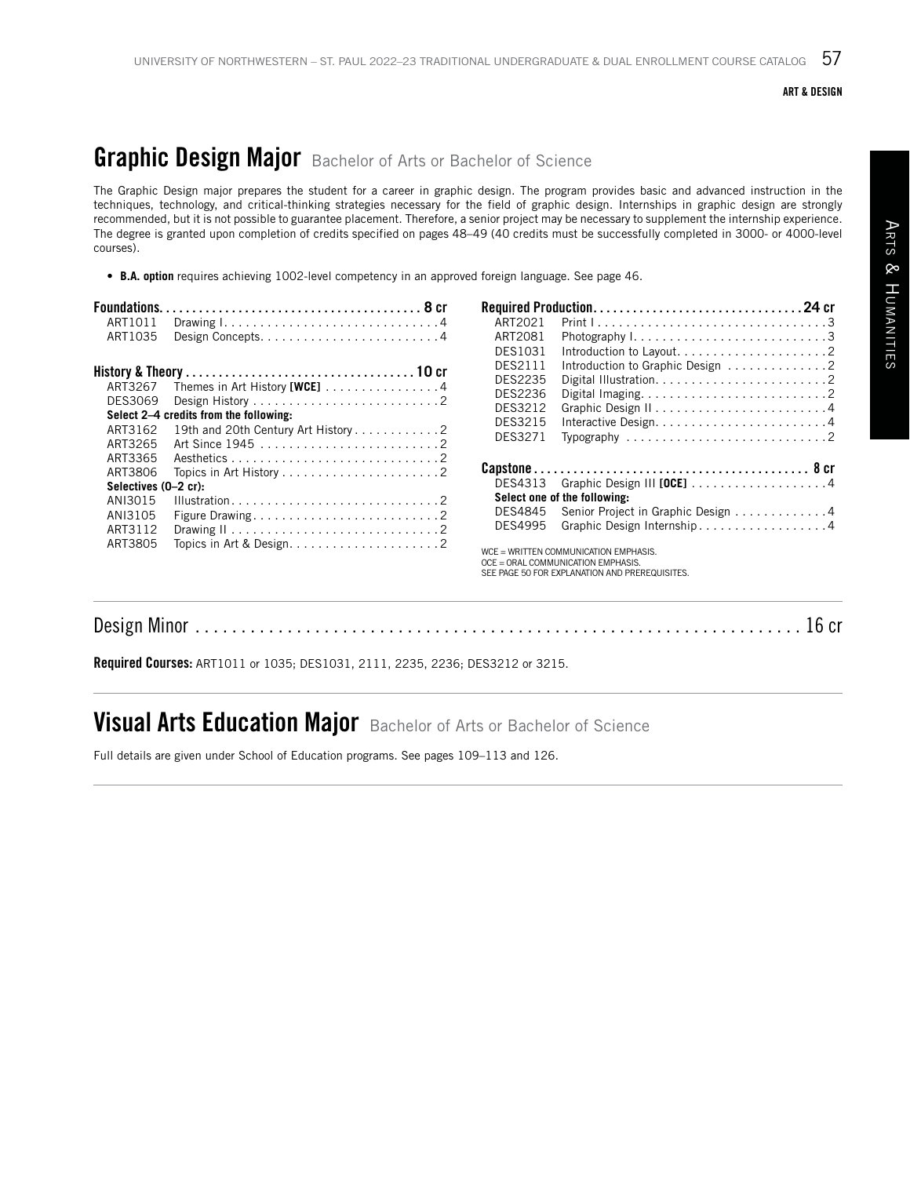## Graphic Design Major Bachelor of Arts or Bachelor of Science

The Graphic Design major prepares the student for a career in graphic design. The program provides basic and advanced instruction in the techniques, technology, and critical-thinking strategies necessary for the field of graphic design. Internships in graphic design are strongly recommended, but it is not possible to guarantee placement. Therefore, a senior project may be necessary to supplement the internship experience. The degree is granted upon completion of credits specified on pages 48–49 (40 credits must be successfully completed in 3000- or 4000-level courses).

- **B.A. option** requires achieving 1002-level competency in an approved foreign language. See page 46.

**Foundations. . . . . . . . . . . . . . . . 8 cr**

| | | |
|---|---|---|
| ART1011 | Drawing I | 4 |
| ART1035 | Design Concepts | 4 |

**History & Theory . . . . . . . . . . . . . . . 10 cr**

| | | |
|---|---|---|
| ART3267 | Themes in Art History **[WCE]** | 4 |
| DES3069 | Design History | 2 |
| **Select 2–4 credits from the following:** | | |
| ART3162 | 19th and 20th Century Art History | 2 |
| ART3265 | Art Since 1945 | 2 |
| ART3365 | Aesthetics | 2 |
| ART3806 | Topics in Art History | 2 |
| **Selectives (0–2 cr):** | | |
| ANI3015 | Illustration | 2 |
| ANI3105 | Figure Drawing | 2 |
| ART3112 | Drawing II | 2 |
| ART3805 | Topics in Art & Design | 2 |

**Required Production. . . . . . . . . . . . . . . 24 cr**

| | | |
|---|---|---|
| ART2021 | Print I | 3 |
| ART2081 | Photography I | 3 |
| DES1031 | Introduction to Layout | 2 |
| DES2111 | Introduction to Graphic Design | 2 |
| DES2235 | Digital Illustration | 2 |
| DES2236 | Digital Imaging | 2 |
| DES3212 | Graphic Design II | 4 |
| DES3215 | Interactive Design | 4 |
| DES3271 | Typography | 2 |

**Capstone . . . . . . . . . . . . . . . 8 cr**

| | | |
|---|---|---|
| DES4313 | Graphic Design III **[OCE]** | 4 |
| **Select one of the following:** | | |
| DES4845 | Senior Project in Graphic Design | 4 |
| DES4995 | Graphic Design Internship | 4 |

WCE = WRITTEN COMMUNICATION EMPHASIS.
OCE = ORAL COMMUNICATION EMPHASIS.
SEE PAGE 50 FOR EXPLANATION AND PREREQUISITES.

## Design Minor . . . . . . . . . . . . . . . 16 cr

**Required Courses:** ART1011 or 1035; DES1031, 2111, 2235, 2236; DES3212 or 3215.

## Visual Arts Education Major Bachelor of Arts or Bachelor of Science

Full details are given under School of Education programs. See pages 109–113 and 126.